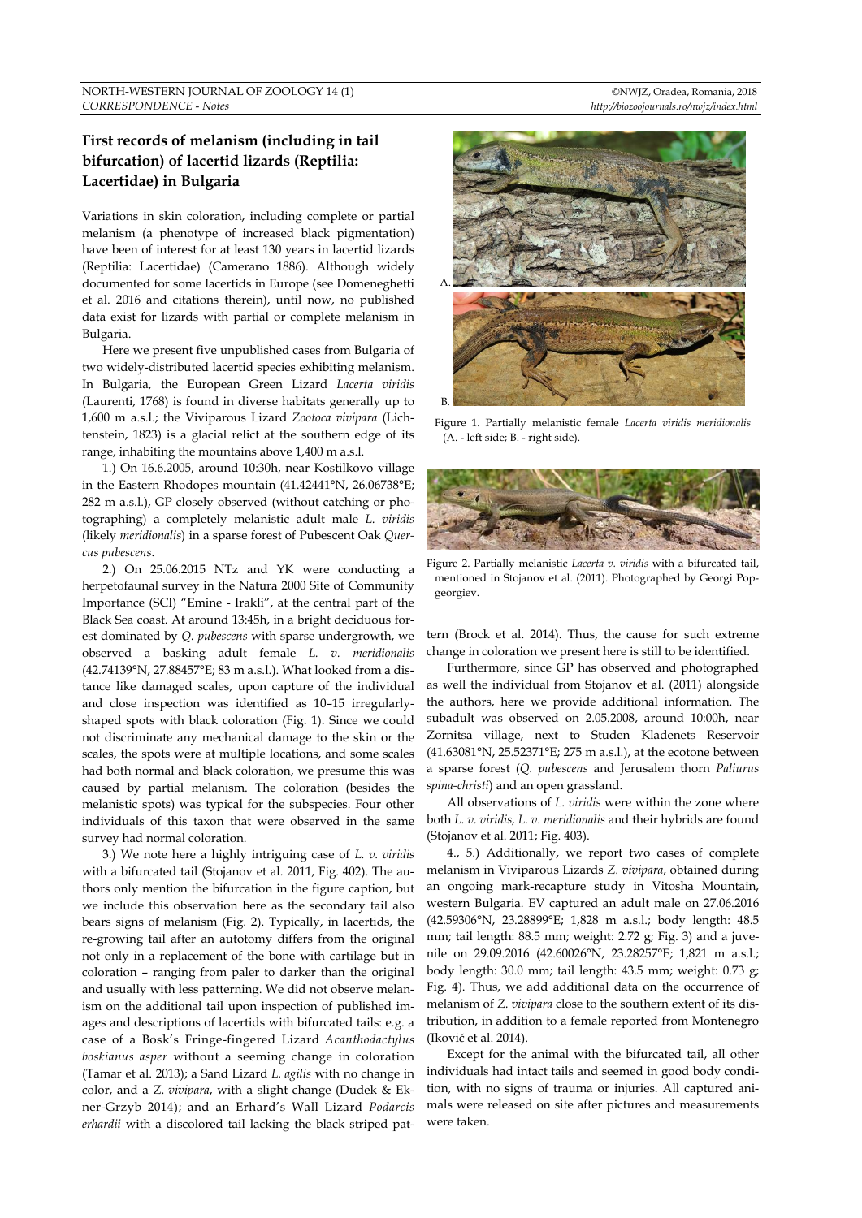# First records of melanism (including in tail bifurcation) of lacertid lizards (Reptilia: Lacertidae) in Bulgaria

Variations in skin coloration, including complete or partial melanism (a phenotype of increased black pigmentation) have been of interest for at least 130 years in lacertid lizards (Reptilia: Lacertidae) (Camerano 1886). Although widely documented for some lacertids in Europe (see Domeneghetti et al. 2016 and citations therein), until now, no published data exist for lizards with partial or complete melanism in Bulgaria.

Here we present five unpublished cases from Bulgaria of two widely-distributed lacertid species exhibiting melanism. In Bulgaria, the European Green Lizard *Lacerta viridis* (Laurenti, 1768) is found in diverse habitats generally up to 1,600 m a.s.l.; the Viviparous Lizard *Zootoca vivipara* (Lichtenstein, 1823) is a glacial relict at the southern edge of its range, inhabiting the mountains above 1,400 m a.s.l.

1.) On 16.6.2005, around 10:30h, near Kostilkovo village in the Eastern Rhodopes mountain (41.42441°N, 26.06738°E; 282 m a.s.l.), GP closely observed (without catching or photographing) a completely melanistic adult male *L. viridis* (likely *meridionalis*) in a sparse forest of Pubescent Oak *Quercus pubescens*.

2.) On 25.06.2015 NTz and YK were conducting a herpetofaunal survey in the Natura 2000 Site of Community Importance (SCI) "Emine - Irakli", at the central part of the Black Sea coast. At around 13:45h, in a bright deciduous forest dominated by *Q. pubescens* with sparse undergrowth, we observed a basking adult female *L. v. meridionalis* (42.74139°N, 27.88457°E; 83 m a.s.l.). What looked from a distance like damaged scales, upon capture of the individual and close inspection was identified as 10–15 irregularly-shaped spots with black coloration (Fig. 1). Since we could not discriminate any mechanical damage to the skin or the scales, the spots were at multiple locations, and some scales had both normal and black coloration, we presume this was caused by partial melanism. The coloration (besides the melanistic spots) was typical for the subspecies. Four other individuals of this taxon that were observed in the same survey had normal coloration.

3.) We note here a highly intriguing case of *L. v. viridis* with a bifurcated tail (Stojanov et al. 2011, Fig. 402). The authors only mention the bifurcation in the figure caption, but we include this observation here as the secondary tail also bears signs of melanism (Fig. 2). Typically, in lacertids, the re-growing tail after an autotomy differs from the original not only in a replacement of the bone with cartilage but in coloration – ranging from paler to darker than the original and usually with less patterning. We did not observe melanism on the additional tail upon inspection of published images and descriptions of lacertids with bifurcated tails: e.g. a case of a Bosk's Fringe-fingered Lizard *Acanthodactylus boskianus asper* without a seeming change in coloration (Tamar et al. 2013); a Sand Lizard *L. agilis* with no change in color, and a *Z. vivipara*, with a slight change (Dudek & Ekner-Grzyb 2014); and an Erhard's Wall Lizard *Podarcis erhardii* with a discolored tail lacking the black striped pattern (Brock et al. 2014). Thus, the cause for such extreme change in coloration we present here is still to be identified.

Figure 1. Partially melanistic female *Lacerta viridis meridionalis* (A. - left side; B. - right side).

Figure 2. Partially melanistic *Lacerta v. viridis* with a bifurcated tail, mentioned in Stojanov et al. (2011). Photographed by Georgi Popgeorgiev.

Furthermore, since GP has observed and photographed as well the individual from Stojanov et al. (2011) alongside the authors, here we provide additional information. The subadult was observed on 2.05.2008, around 10:00h, near Zornitsa village, next to Studen Kladenets Reservoir (41.63081°N, 25.52371°E; 275 m a.s.l.), at the ecotone between a sparse forest (*Q. pubescens* and Jerusalem thorn *Paliurus spina-christi*) and an open grassland.

All observations of *L. viridis* were within the zone where both *L. v. viridis*, *L. v. meridionalis* and their hybrids are found (Stojanov et al. 2011; Fig. 403).

4., 5.) Additionally, we report two cases of complete melanism in Viviparous Lizards *Z. vivipara*, obtained during an ongoing mark-recapture study in Vitosha Mountain, western Bulgaria. EV captured an adult male on 27.06.2016 (42.59306°N, 23.28899°E; 1,828 m a.s.l.; body length: 48.5 mm; tail length: 88.5 mm; weight: 2.72 g; Fig. 3) and a juvenile on 29.09.2016 (42.60026°N, 23.28257°E; 1,821 m a.s.l.; body length: 30.0 mm; tail length: 43.5 mm; weight: 0.73 g; Fig. 4). Thus, we add additional data on the occurrence of melanism of *Z. vivipara* close to the southern extent of its distribution, in addition to a female reported from Montenegro (Iković et al. 2014).

Except for the animal with the bifurcated tail, all other individuals had intact tails and seemed in good body condition, with no signs of trauma or injuries. All captured animals were released on site after pictures and measurements were taken.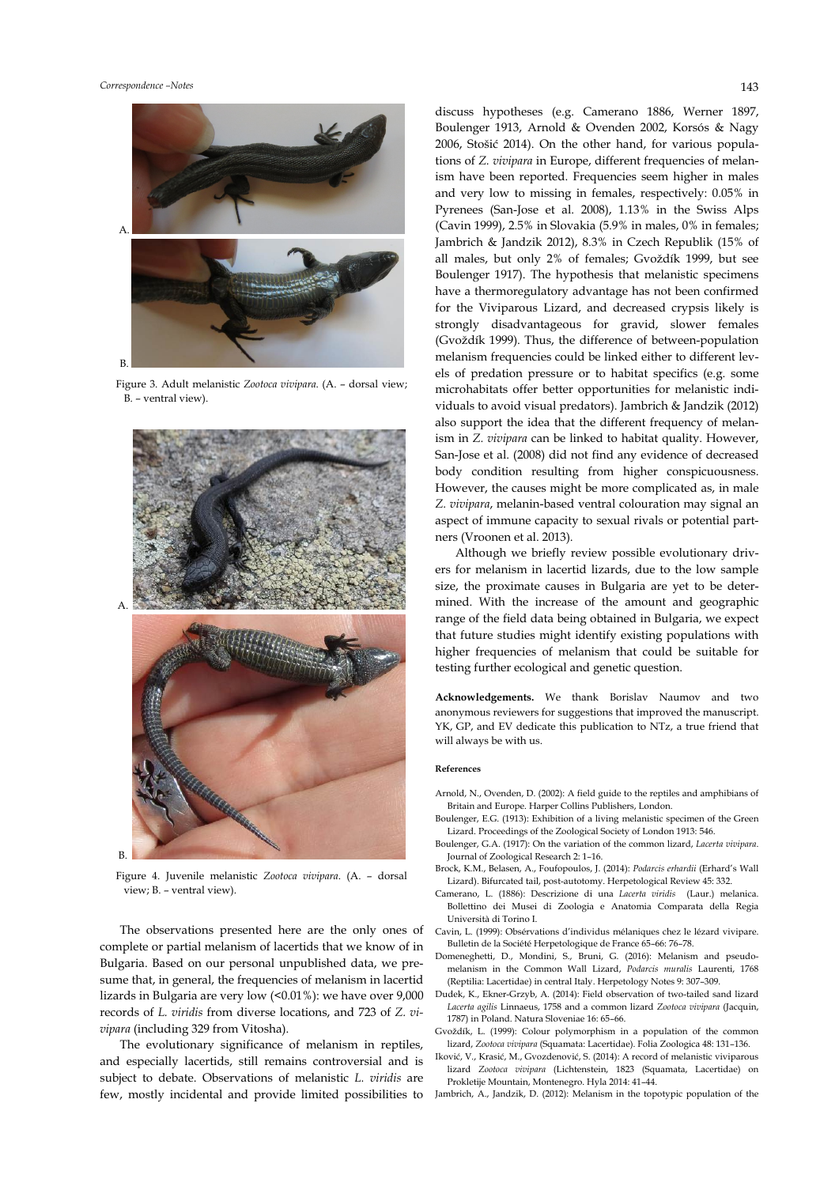Figure 3. Adult melanistic *Zootoca vivipara*. (A. – dorsal view; B. – ventral view).

Figure 4. Juvenile melanistic *Zootoca vivipara*. (A. – dorsal view; B. – ventral view).

The observations presented here are the only ones of complete or partial melanism of lacertids that we know of in Bulgaria. Based on our personal unpublished data, we presume that, in general, the frequencies of melanism in lacertid lizards in Bulgaria are very low (<0.01%): we have over 9,000 records of *L. viridis* from diverse locations, and 723 of *Z. vivipara* (including 329 from Vitosha).

The evolutionary significance of melanism in reptiles, and especially lacertids, still remains controversial and is subject to debate. Observations of melanistic *L. viridis* are few, mostly incidental and provide limited possibilities to discuss hypotheses (e.g. Camerano 1886, Werner 1897, Boulenger 1913, Arnold & Ovenden 2002, Korsós & Nagy 2006, Stošić 2014). On the other hand, for various populations of *Z. vivipara* in Europe, different frequencies of melanism have been reported. Frequencies seem higher in males and very low to missing in females, respectively: 0.05% in Pyrenees (San-Jose et al. 2008), 1.13% in the Swiss Alps (Cavin 1999), 2.5% in Slovakia (5.9% in males, 0% in females; Jambrich & Jandzik 2012), 8.3% in Czech Republik (15% of all males, but only 2% of females; Gvoždík 1999, but see Boulenger 1917). The hypothesis that melanistic specimens have a thermoregulatory advantage has not been confirmed for the Viviparous Lizard, and decreased crypsis likely is strongly disadvantageous for gravid, slower females (Gvoždík 1999). Thus, the difference of between-population melanism frequencies could be linked either to different levels of predation pressure or to habitat specifics (e.g. some microhabitats offer better opportunities for melanistic individuals to avoid visual predators). Jambrich & Jandzik (2012) also support the idea that the different frequency of melanism in *Z. vivipara* can be linked to habitat quality. However, San-Jose et al. (2008) did not find any evidence of decreased body condition resulting from higher conspicuousness. However, the causes might be more complicated as, in male *Z. vivipara*, melanin-based ventral colouration may signal an aspect of immune capacity to sexual rivals or potential partners (Vroonen et al. 2013).

Although we briefly review possible evolutionary drivers for melanism in lacertid lizards, due to the low sample size, the proximate causes in Bulgaria are yet to be determined. With the increase of the amount and geographic range of the field data being obtained in Bulgaria, we expect that future studies might identify existing populations with higher frequencies of melanism that could be suitable for testing further ecological and genetic question.

**Acknowledgements.** We thank Borislav Naumov and two anonymous reviewers for suggestions that improved the manuscript. YK, GP, and EV dedicate this publication to NTz, a true friend that will always be with us.

#### References

Arnold, N., Ovenden, D. (2002): A field guide to the reptiles and amphibians of Britain and Europe. Harper Collins Publishers, London.

Boulenger, E.G. (1913): Exhibition of a living melanistic specimen of the Green Lizard. Proceedings of the Zoological Society of London 1913: 546.

Boulenger, G.A. (1917): On the variation of the common lizard, *Lacerta vivipara*. Journal of Zoological Research 2: 1–16.

Brock, K.M., Belasen, A., Foufopoulos, J. (2014): *Podarcis erhardii* (Erhard's Wall Lizard). Bifurcated tail, post-autotomy. Herpetological Review 45: 332.

Camerano, L. (1886): Descrizione di una *Lacerta viridis* (Laur.) melanica. Bollettino dei Musei di Zoologia e Anatomia Comparata della Regia Università di Torino I.

Cavin, L. (1999): Obsérvations d'individus mélaniques chez le lézard vivipare. Bulletin de la Société Herpetologique de France 65–66: 76–78.

Domeneghetti, D., Mondini, S., Bruni, G. (2016): Melanism and pseudomelanism in the Common Wall Lizard, *Podarcis muralis* Laurenti, 1768 (Reptilia: Lacertidae) in central Italy. Herpetology Notes 9: 307–309.

Dudek, K., Ekner-Grzyb, A. (2014): Field observation of two-tailed sand lizard *Lacerta agilis* Linnaeus, 1758 and a common lizard *Zootoca vivipara* (Jacquin, 1787) in Poland. Natura Sloveniae 16: 65–66.

Gvoždík, L. (1999): Colour polymorphism in a population of the common lizard, *Zootoca vivipara* (Squamata: Lacertidae). Folia Zoologica 48: 131–136.

Iković, V., Krasić, M., Gvozdenović, S. (2014): A record of melanistic viviparous lizard *Zootoca vivipara* (Lichtenstein, 1823 (Squamata, Lacertidae) on Prokletije Mountain, Montenegro. Hyla 2014: 41–44.

Jambrich, A., Jandzik, D. (2012): Melanism in the topotypic population of the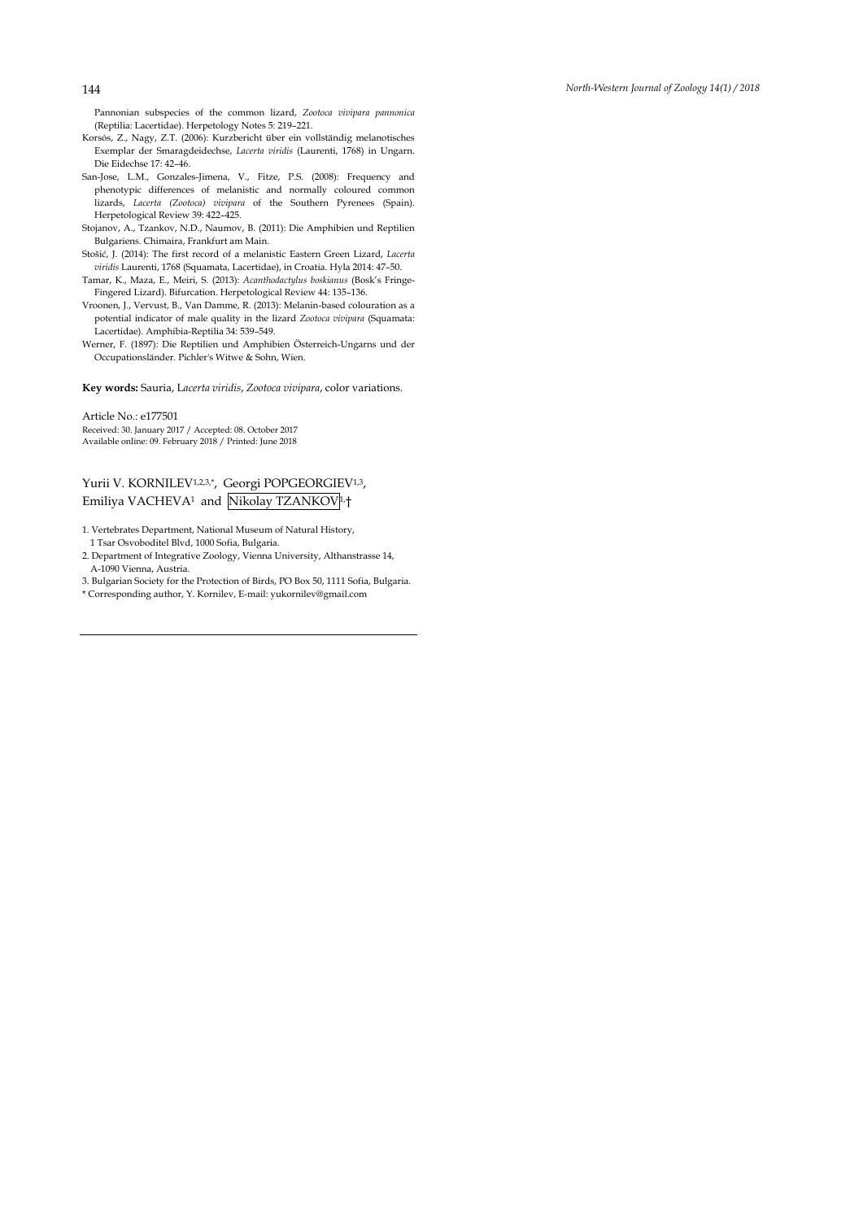Pannonian subspecies of the common lizard, *Zootoca vivipara pannonica* (Reptilia: Lacertidae). Herpetology Notes 5: 219–221.

Korsós, Z., Nagy, Z.T. (2006): Kurzbericht über ein vollständig melanotisches Exemplar der Smaragdeidechse, *Lacerta viridis* (Laurenti, 1768) in Ungarn. Die Eidechse 17: 42–46.

San-Jose, L.M., Gonzales-Jimena, V., Fitze, P.S. (2008): Frequency and phenotypic differences of melanistic and normally coloured common lizards, *Lacerta (Zootoca) vivipara* of the Southern Pyrenees (Spain). Herpetological Review 39: 422–425.

Stojanov, A., Tzankov, N.D., Naumov, B. (2011): Die Amphibien und Reptilien Bulgariens. Chimaira, Frankfurt am Main.

Stošić, J. (2014): The first record of a melanistic Eastern Green Lizard, *Lacerta viridis* Laurenti, 1768 (Squamata, Lacertidae), in Croatia. Hyla 2014: 47–50.

Tamar, K., Maza, E., Meiri, S. (2013): *Acanthodactylus boskianus* (Bosk's Fringe-Fingered Lizard). Bifurcation. Herpetological Review 44: 135–136.

Vroonen, J., Vervust, B., Van Damme, R. (2013): Melanin-based colouration as a potential indicator of male quality in the lizard *Zootoca vivipara* (Squamata: Lacertidae). Amphibia-Reptilia 34: 539–549.

Werner, F. (1897): Die Reptilien und Amphibien Österreich-Ungarns und der Occupationsländer. Pichler's Witwe & Sohn, Wien.

**Key words:** Sauria, *Lacerta viridis*, *Zootoca vivipara*, color variations.

Article No.: e177501

Received: 30. January 2017 / Accepted: 08. October 2017

Available online: 09. February 2018 / Printed: June 2018

Yurii V. KORNILEV[1,2,3,*], Georgi POPGEORGIEV[1,3], Emiliya VACHEVA[1] and Nikolay TZANKOV[1,†]

1. Vertebrates Department, National Museum of Natural History, 1 Tsar Osvoboditel Blvd, 1000 Sofia, Bulgaria.
2. Department of Integrative Zoology, Vienna University, Althanstrasse 14, A-1090 Vienna, Austria.
3. Bulgarian Society for the Protection of Birds, PO Box 50, 1111 Sofia, Bulgaria.

\* Corresponding author, Y. Kornilev, E-mail: yukornilev@gmail.com